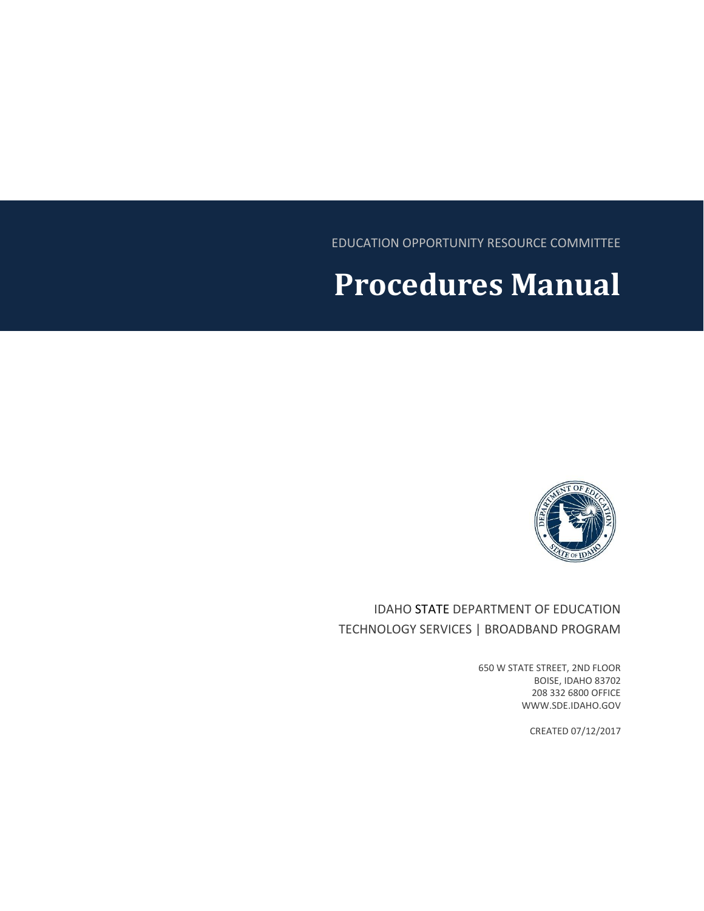EDUCATION OPPORTUNITY RESOURCE COMMITTEE

# Procedures Manual

IDAHO STATE DEPARTMENT OF EDUCATION
TECHNOLOGY SERVICES | BROADBAND PROGRAM

650 W STATE STREET, 2ND FLOOR
BOISE, IDAHO 83702
208 332 6800 OFFICE
WWW.SDE.IDAHO.GOV

CREATED 07/12/2017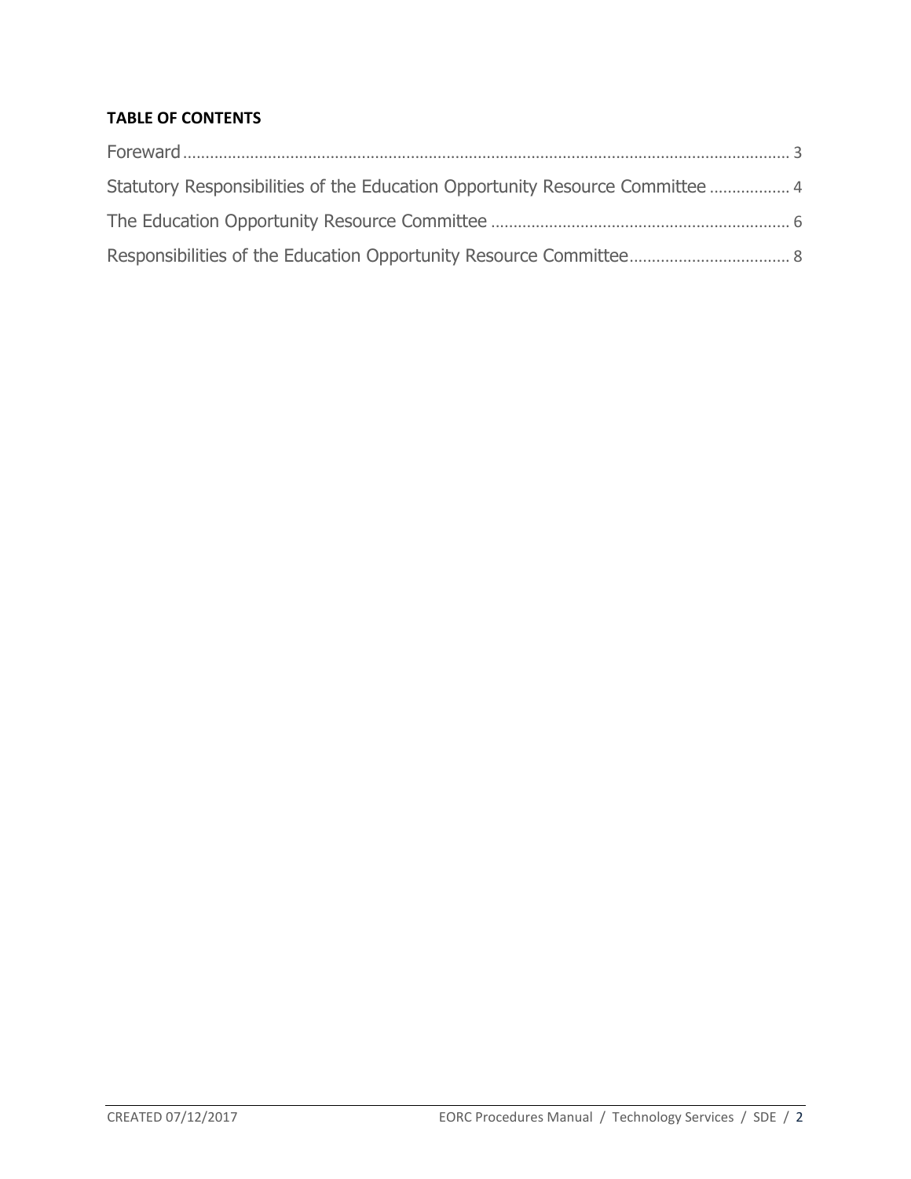**TABLE OF CONTENTS**

Foreward ........................................................................................................................................ 3

Statutory Responsibilities of the Education Opportunity Resource Committee ................. 4

The Education Opportunity Resource Committee .................................................................. 6

Responsibilities of the Education Opportunity Resource Committee.................................... 8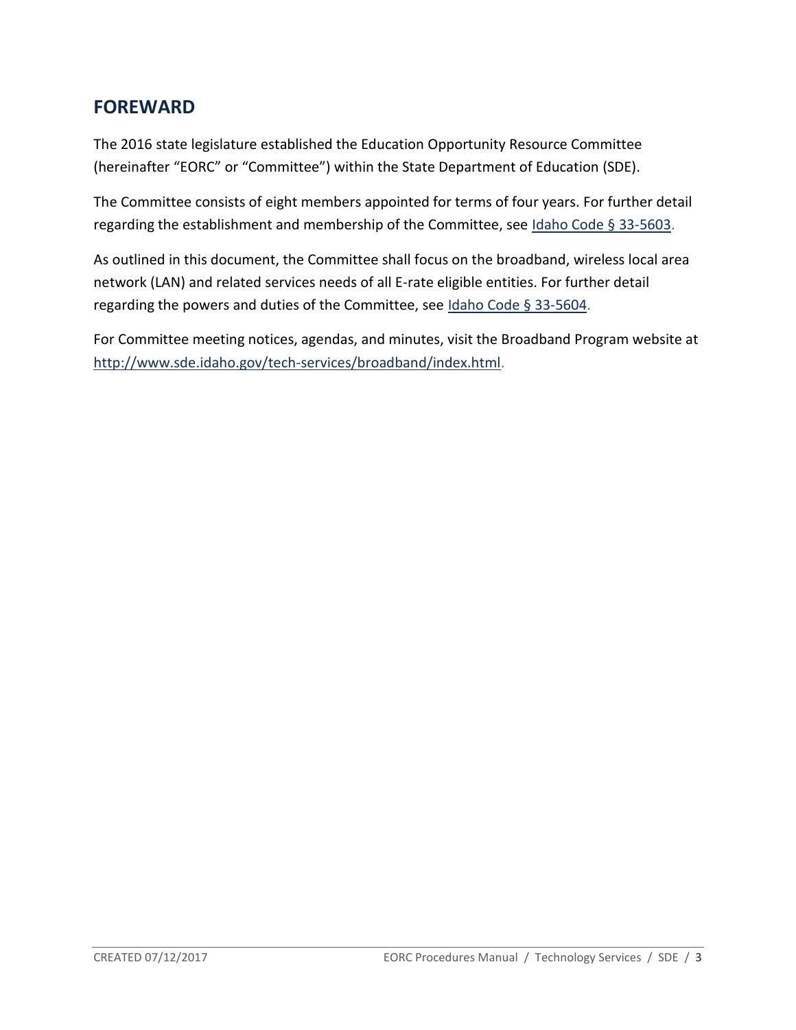## FOREWARD

The 2016 state legislature established the Education Opportunity Resource Committee (hereinafter "EORC" or "Committee") within the State Department of Education (SDE).

The Committee consists of eight members appointed for terms of four years. For further detail regarding the establishment and membership of the Committee, see Idaho Code § 33-5603.

As outlined in this document, the Committee shall focus on the broadband, wireless local area network (LAN) and related services needs of all E-rate eligible entities. For further detail regarding the powers and duties of the Committee, see Idaho Code § 33-5604.

For Committee meeting notices, agendas, and minutes, visit the Broadband Program website at http://www.sde.idaho.gov/tech-services/broadband/index.html.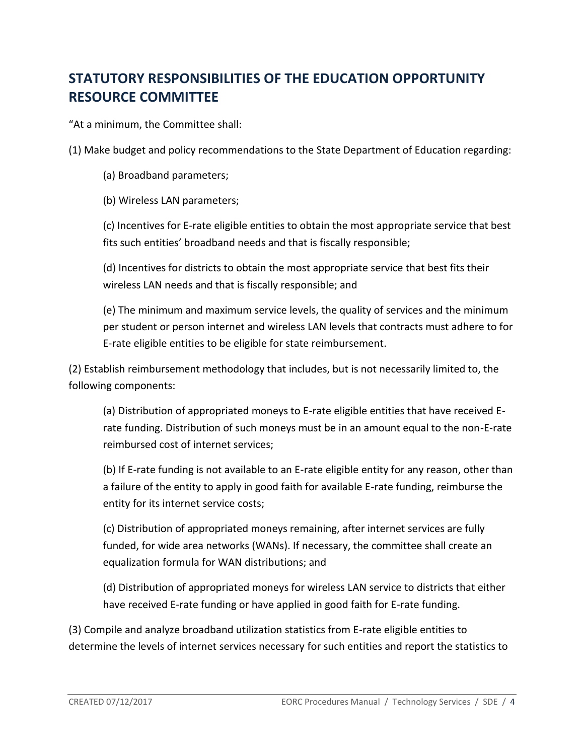## STATUTORY RESPONSIBILITIES OF THE EDUCATION OPPORTUNITY RESOURCE COMMITTEE

"At a minimum, the Committee shall:

(1) Make budget and policy recommendations to the State Department of Education regarding:

(a) Broadband parameters;

(b) Wireless LAN parameters;

(c) Incentives for E-rate eligible entities to obtain the most appropriate service that best fits such entities' broadband needs and that is fiscally responsible;

(d) Incentives for districts to obtain the most appropriate service that best fits their wireless LAN needs and that is fiscally responsible; and

(e) The minimum and maximum service levels, the quality of services and the minimum per student or person internet and wireless LAN levels that contracts must adhere to for E-rate eligible entities to be eligible for state reimbursement.

(2) Establish reimbursement methodology that includes, but is not necessarily limited to, the following components:

(a) Distribution of appropriated moneys to E-rate eligible entities that have received E-rate funding. Distribution of such moneys must be in an amount equal to the non-E-rate reimbursed cost of internet services;

(b) If E-rate funding is not available to an E-rate eligible entity for any reason, other than a failure of the entity to apply in good faith for available E-rate funding, reimburse the entity for its internet service costs;

(c) Distribution of appropriated moneys remaining, after internet services are fully funded, for wide area networks (WANs). If necessary, the committee shall create an equalization formula for WAN distributions; and

(d) Distribution of appropriated moneys for wireless LAN service to districts that either have received E-rate funding or have applied in good faith for E-rate funding.

(3) Compile and analyze broadband utilization statistics from E-rate eligible entities to determine the levels of internet services necessary for such entities and report the statistics to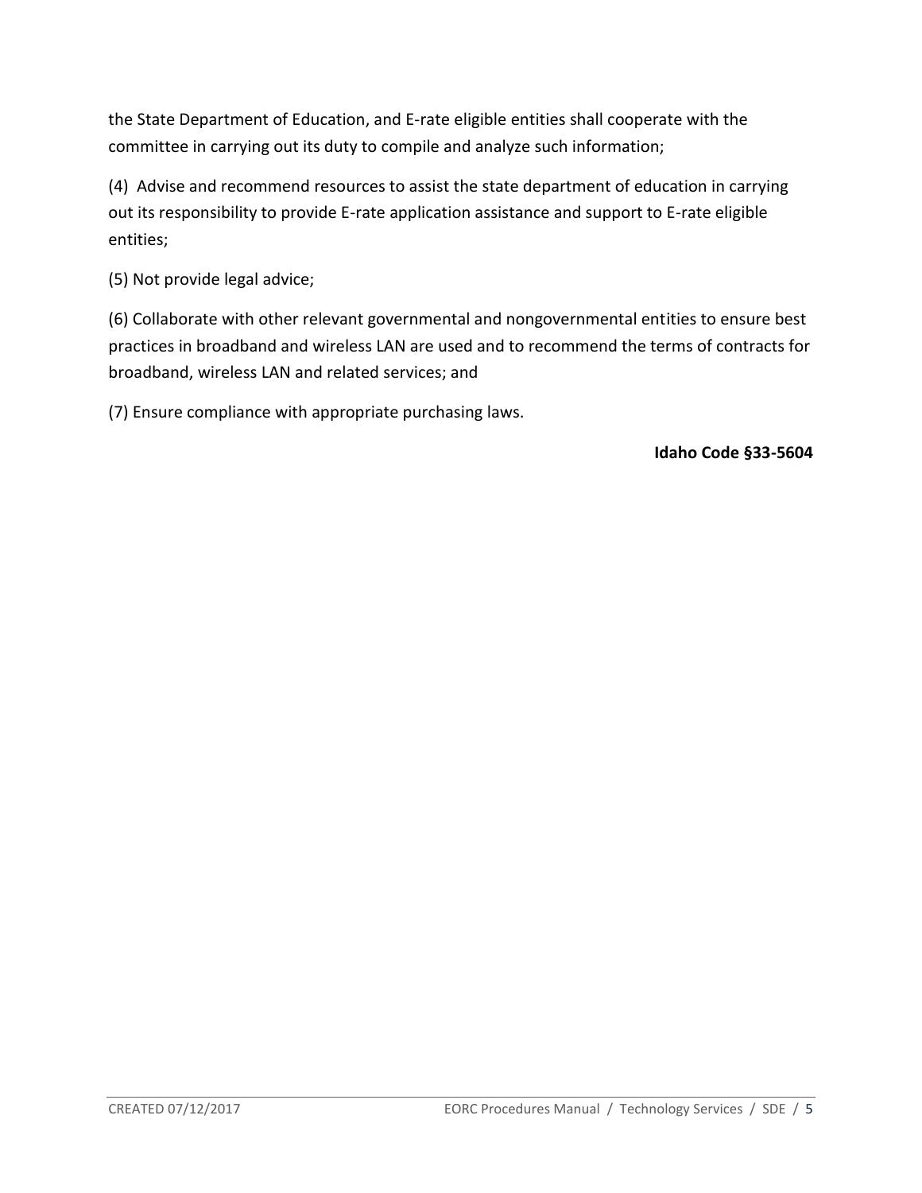the State Department of Education, and E-rate eligible entities shall cooperate with the committee in carrying out its duty to compile and analyze such information;

(4) Advise and recommend resources to assist the state department of education in carrying out its responsibility to provide E-rate application assistance and support to E-rate eligible entities;

(5) Not provide legal advice;

(6) Collaborate with other relevant governmental and nongovernmental entities to ensure best practices in broadband and wireless LAN are used and to recommend the terms of contracts for broadband, wireless LAN and related services; and

(7) Ensure compliance with appropriate purchasing laws.

**Idaho Code §33-5604**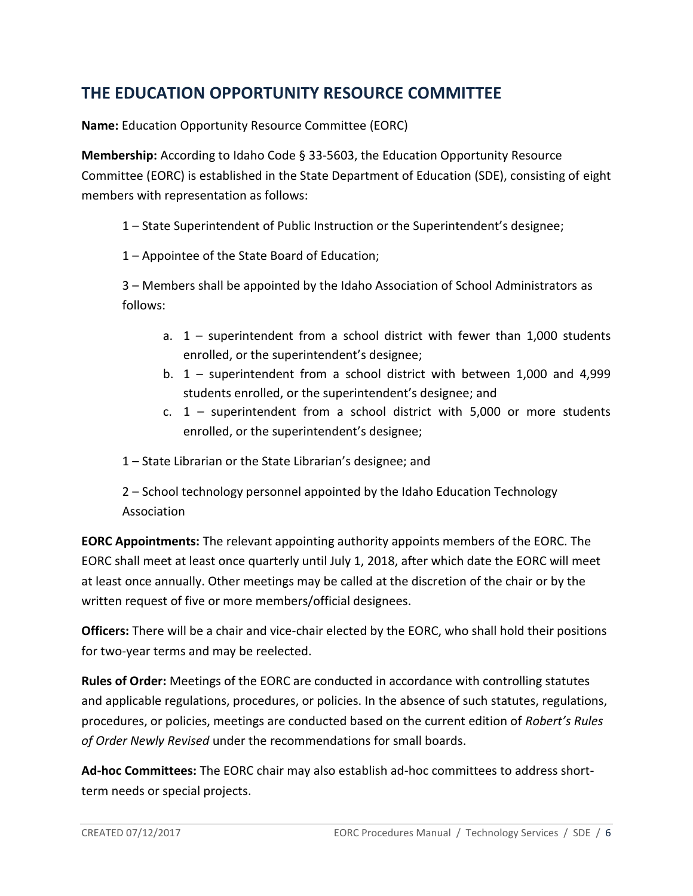## THE EDUCATION OPPORTUNITY RESOURCE COMMITTEE

**Name:** Education Opportunity Resource Committee (EORC)

**Membership:** According to Idaho Code § 33-5603, the Education Opportunity Resource Committee (EORC) is established in the State Department of Education (SDE), consisting of eight members with representation as follows:

1 – State Superintendent of Public Instruction or the Superintendent's designee;

1 – Appointee of the State Board of Education;

3 – Members shall be appointed by the Idaho Association of School Administrators as follows:

a. 1 – superintendent from a school district with fewer than 1,000 students enrolled, or the superintendent's designee;
b. 1 – superintendent from a school district with between 1,000 and 4,999 students enrolled, or the superintendent's designee; and
c. 1 – superintendent from a school district with 5,000 or more students enrolled, or the superintendent's designee;

1 – State Librarian or the State Librarian's designee; and

2 – School technology personnel appointed by the Idaho Education Technology Association

**EORC Appointments:** The relevant appointing authority appoints members of the EORC. The EORC shall meet at least once quarterly until July 1, 2018, after which date the EORC will meet at least once annually. Other meetings may be called at the discretion of the chair or by the written request of five or more members/official designees.

**Officers:** There will be a chair and vice-chair elected by the EORC, who shall hold their positions for two-year terms and may be reelected.

**Rules of Order:** Meetings of the EORC are conducted in accordance with controlling statutes and applicable regulations, procedures, or policies. In the absence of such statutes, regulations, procedures, or policies, meetings are conducted based on the current edition of *Robert's Rules of Order Newly Revised* under the recommendations for small boards.

**Ad-hoc Committees:** The EORC chair may also establish ad-hoc committees to address short-term needs or special projects.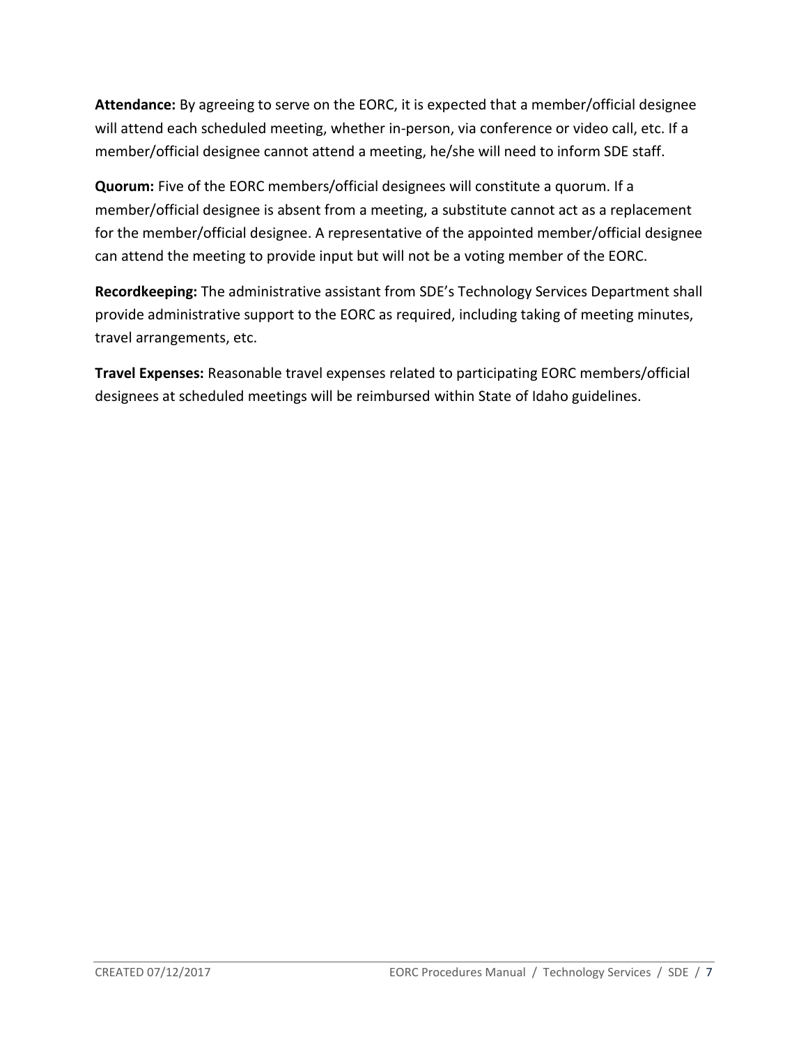**Attendance:** By agreeing to serve on the EORC, it is expected that a member/official designee will attend each scheduled meeting, whether in-person, via conference or video call, etc. If a member/official designee cannot attend a meeting, he/she will need to inform SDE staff.

**Quorum:** Five of the EORC members/official designees will constitute a quorum. If a member/official designee is absent from a meeting, a substitute cannot act as a replacement for the member/official designee. A representative of the appointed member/official designee can attend the meeting to provide input but will not be a voting member of the EORC.

**Recordkeeping:** The administrative assistant from SDE's Technology Services Department shall provide administrative support to the EORC as required, including taking of meeting minutes, travel arrangements, etc.

**Travel Expenses:** Reasonable travel expenses related to participating EORC members/official designees at scheduled meetings will be reimbursed within State of Idaho guidelines.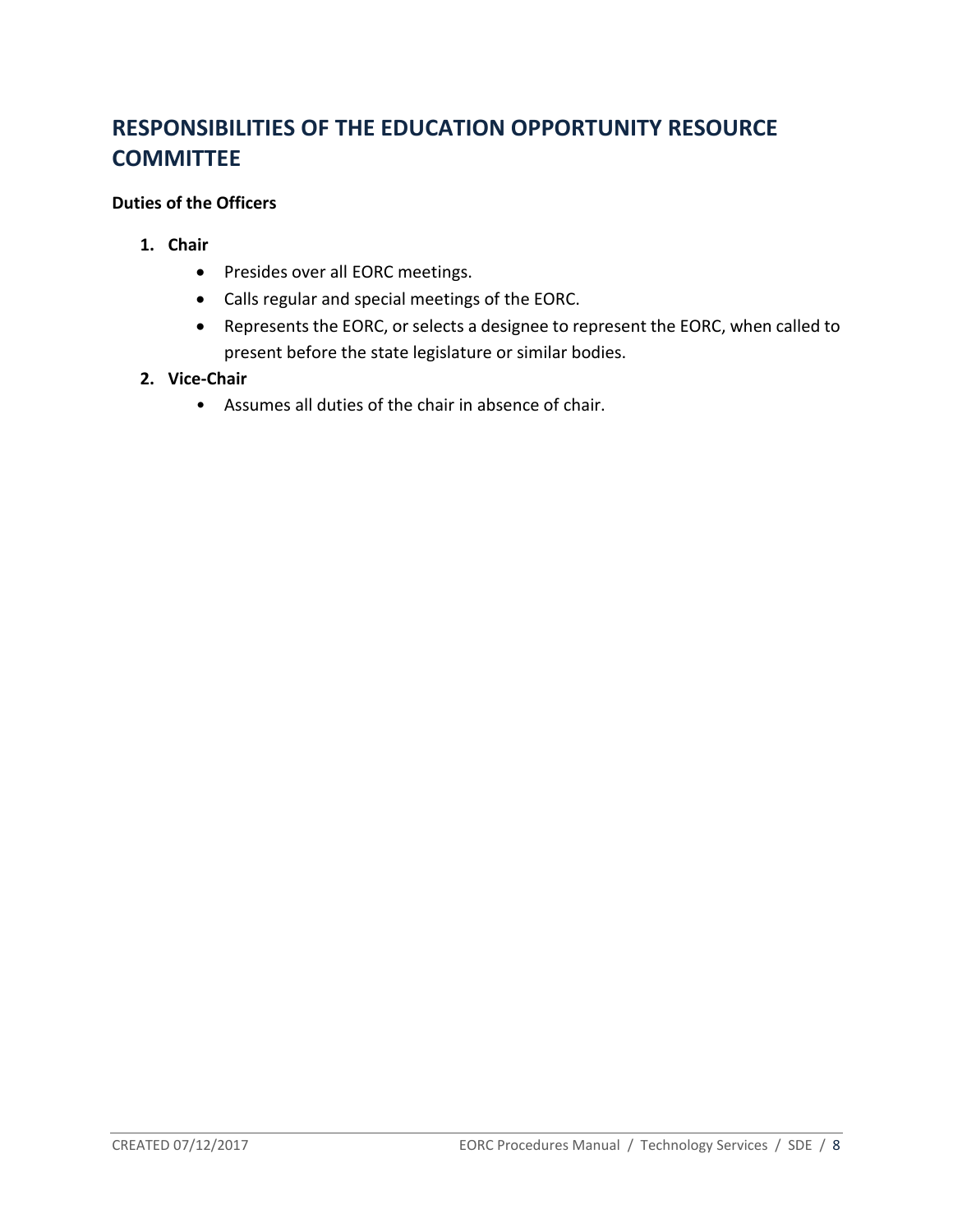# RESPONSIBILITIES OF THE EDUCATION OPPORTUNITY RESOURCE COMMITTEE

**Duties of the Officers**

1. **Chair**
   - Presides over all EORC meetings.
   - Calls regular and special meetings of the EORC.
   - Represents the EORC, or selects a designee to represent the EORC, when called to present before the state legislature or similar bodies.
2. **Vice-Chair**
   - Assumes all duties of the chair in absence of chair.